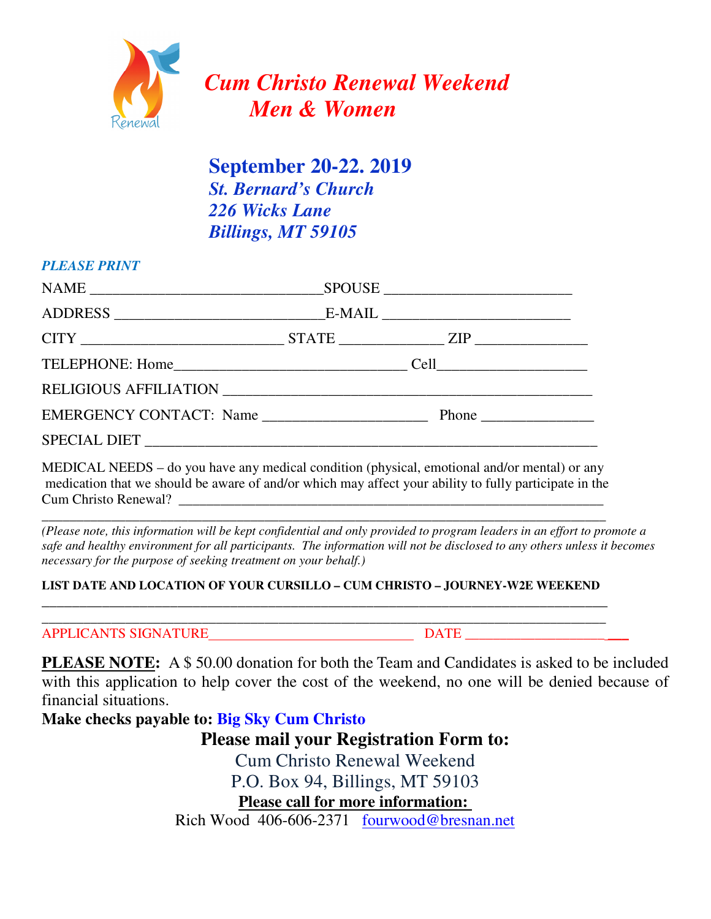# *Cum Christo Renewal Weekend*
## *Men & Women*

**September 20-22. 2019**
***St. Bernard's Church***
***226 Wicks Lane***
***Billings, MT 59105***

*PLEASE PRINT*

NAME ______________________________SPOUSE ________________________

ADDRESS ___________________________E-MAIL ________________________

CITY __________________________ STATE _____________ ZIP ______________

TELEPHONE: Home______________________________ Cell___________________

RELIGIOUS AFFILIATION ________________________________________________

EMERGENCY CONTACT: Name _____________________ Phone ______________

SPECIAL DIET _________________________________________________________

MEDICAL NEEDS – do you have any medical condition (physical, emotional and/or mental) or any medication that we should be aware of and/or which may affect your ability to fully participate in the Cum Christo Renewal? ______________________________________________________
________________________________________________________________________

*(Please note, this information will be kept confidential and only provided to program leaders in an effort to promote a safe and healthy environment for all participants. The information will not be disclosed to any others unless it becomes necessary for the purpose of seeking treatment on your behalf.)*

**LIST DATE AND LOCATION OF YOUR CURSILLO – CUM CHRISTO – JOURNEY-W2E WEEKEND**
________________________________________________________________________
________________________________________________________________________

APPLICANTS SIGNATURE____________________________ DATE ___________________

**PLEASE NOTE:** A $ 50.00 donation for both the Team and Candidates is asked to be included with this application to help cover the cost of the weekend, no one will be denied because of financial situations.

**Make checks payable to: Big Sky Cum Christo**

**Please mail your Registration Form to:**

Cum Christo Renewal Weekend
P.O. Box 94, Billings, MT 59103

**Please call for more information:**

Rich Wood 406-606-2371 fourwood@bresnan.net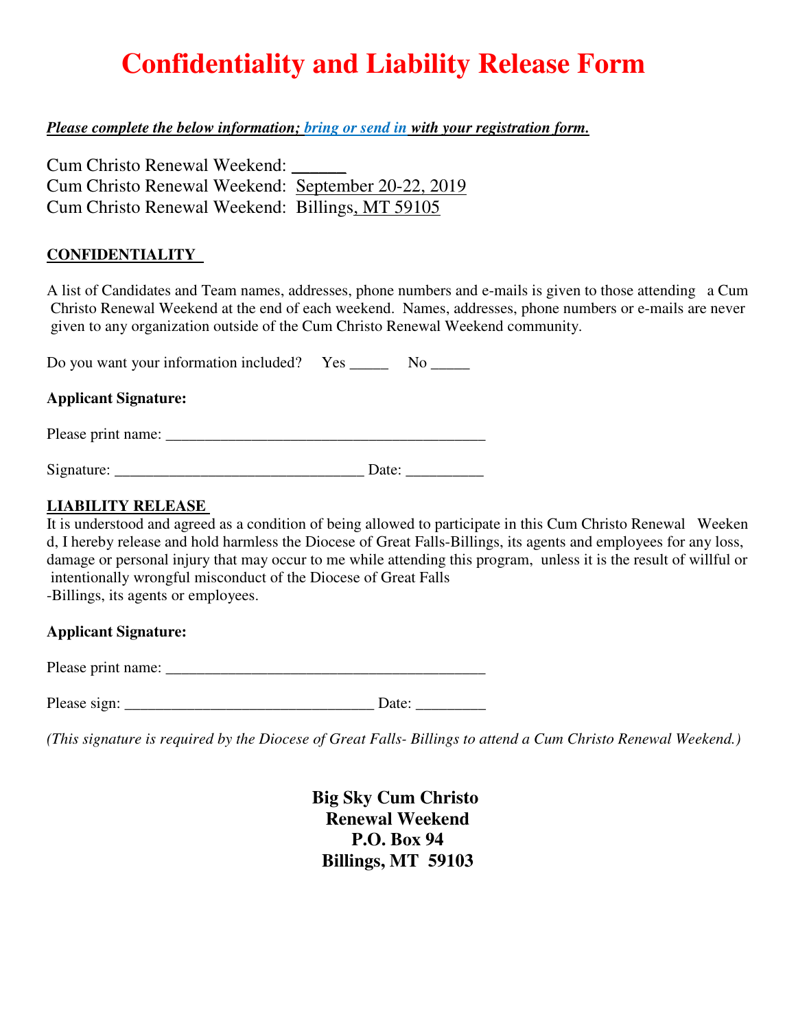# Confidentiality and Liability Release Form

***Please complete the below information; bring or send in with your registration form.***

Cum Christo Renewal Weekend: ______
Cum Christo Renewal Weekend: September 20-22, 2019
Cum Christo Renewal Weekend: Billings, MT 59105

**CONFIDENTIALITY**

A list of Candidates and Team names, addresses, phone numbers and e-mails is given to those attending a Cum Christo Renewal Weekend at the end of each weekend. Names, addresses, phone numbers or e-mails are never given to any organization outside of the Cum Christo Renewal Weekend community.

Do you want your information included? Yes _____ No _____

**Applicant Signature:**

Please print name: __________________________________________

Signature: _________________________________ Date: __________

**LIABILITY RELEASE**

It is understood and agreed as a condition of being allowed to participate in this Cum Christo Renewal Weekend, I hereby release and hold harmless the Diocese of Great Falls-Billings, its agents and employees for any loss, damage or personal injury that may occur to me while attending this program, unless it is the result of willful or intentionally wrongful misconduct of the Diocese of Great Falls-Billings, its agents or employees.

**Applicant Signature:**

Please print name: __________________________________________

Please sign: _________________________________ Date: _________

*(This signature is required by the Diocese of Great Falls- Billings to attend a Cum Christo Renewal Weekend.)*

**Big Sky Cum Christo**
**Renewal Weekend**
**P.O. Box 94**
**Billings, MT 59103**